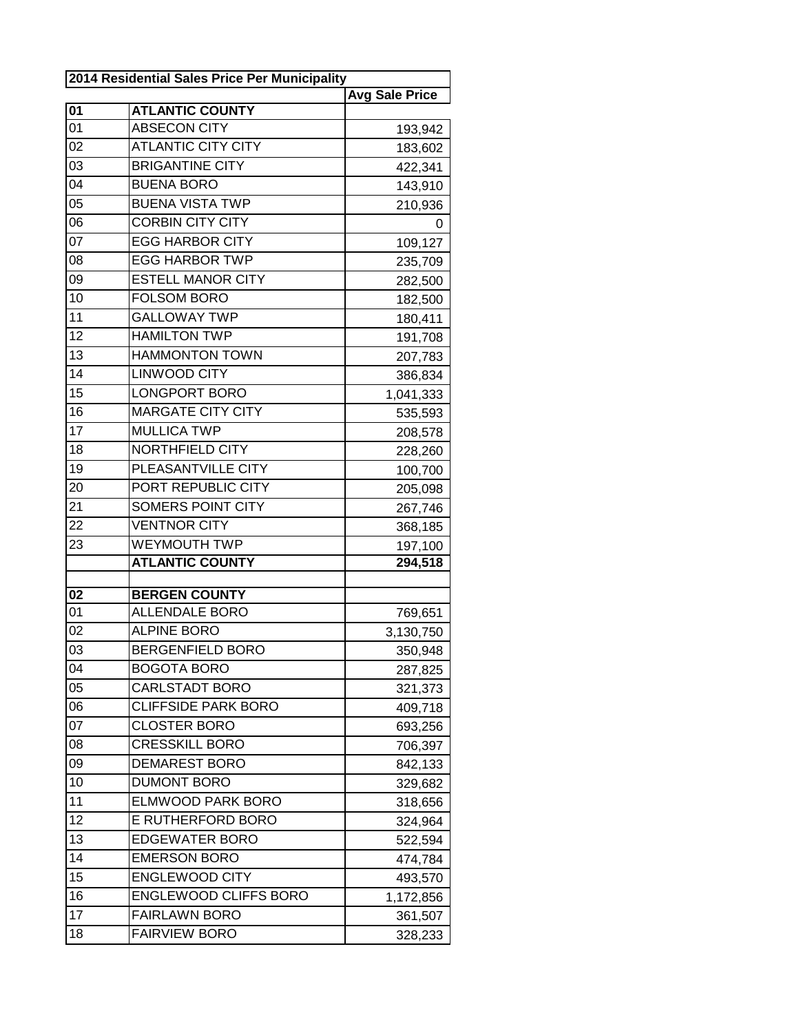| 2014 Residential Sales Price Per Municipality | | |
|---|---|---|
| | | **Avg Sale Price** |
| **01** | **ATLANTIC COUNTY** | |
| 01 | ABSECON CITY | 193,942 |
| 02 | ATLANTIC CITY CITY | 183,602 |
| 03 | BRIGANTINE CITY | 422,341 |
| 04 | BUENA BORO | 143,910 |
| 05 | BUENA VISTA TWP | 210,936 |
| 06 | CORBIN CITY CITY | 0 |
| 07 | EGG HARBOR CITY | 109,127 |
| 08 | EGG HARBOR TWP | 235,709 |
| 09 | ESTELL MANOR CITY | 282,500 |
| 10 | FOLSOM BORO | 182,500 |
| 11 | GALLOWAY TWP | 180,411 |
| 12 | HAMILTON TWP | 191,708 |
| 13 | HAMMONTON TOWN | 207,783 |
| 14 | LINWOOD CITY | 386,834 |
| 15 | LONGPORT BORO | 1,041,333 |
| 16 | MARGATE CITY CITY | 535,593 |
| 17 | MULLICA TWP | 208,578 |
| 18 | NORTHFIELD CITY | 228,260 |
| 19 | PLEASANTVILLE CITY | 100,700 |
| 20 | PORT REPUBLIC CITY | 205,098 |
| 21 | SOMERS POINT CITY | 267,746 |
| 22 | VENTNOR CITY | 368,185 |
| 23 | WEYMOUTH TWP | 197,100 |
| | **ATLANTIC COUNTY** | **294,518** |
| | | |
| **02** | **BERGEN COUNTY** | |
| 01 | ALLENDALE BORO | 769,651 |
| 02 | ALPINE BORO | 3,130,750 |
| 03 | BERGENFIELD BORO | 350,948 |
| 04 | BOGOTA BORO | 287,825 |
| 05 | CARLSTADT BORO | 321,373 |
| 06 | CLIFFSIDE PARK BORO | 409,718 |
| 07 | CLOSTER BORO | 693,256 |
| 08 | CRESSKILL BORO | 706,397 |
| 09 | DEMAREST BORO | 842,133 |
| 10 | DUMONT BORO | 329,682 |
| 11 | ELMWOOD PARK BORO | 318,656 |
| 12 | E RUTHERFORD BORO | 324,964 |
| 13 | EDGEWATER BORO | 522,594 |
| 14 | EMERSON BORO | 474,784 |
| 15 | ENGLEWOOD CITY | 493,570 |
| 16 | ENGLEWOOD CLIFFS BORO | 1,172,856 |
| 17 | FAIRLAWN BORO | 361,507 |
| 18 | FAIRVIEW BORO | 328,233 |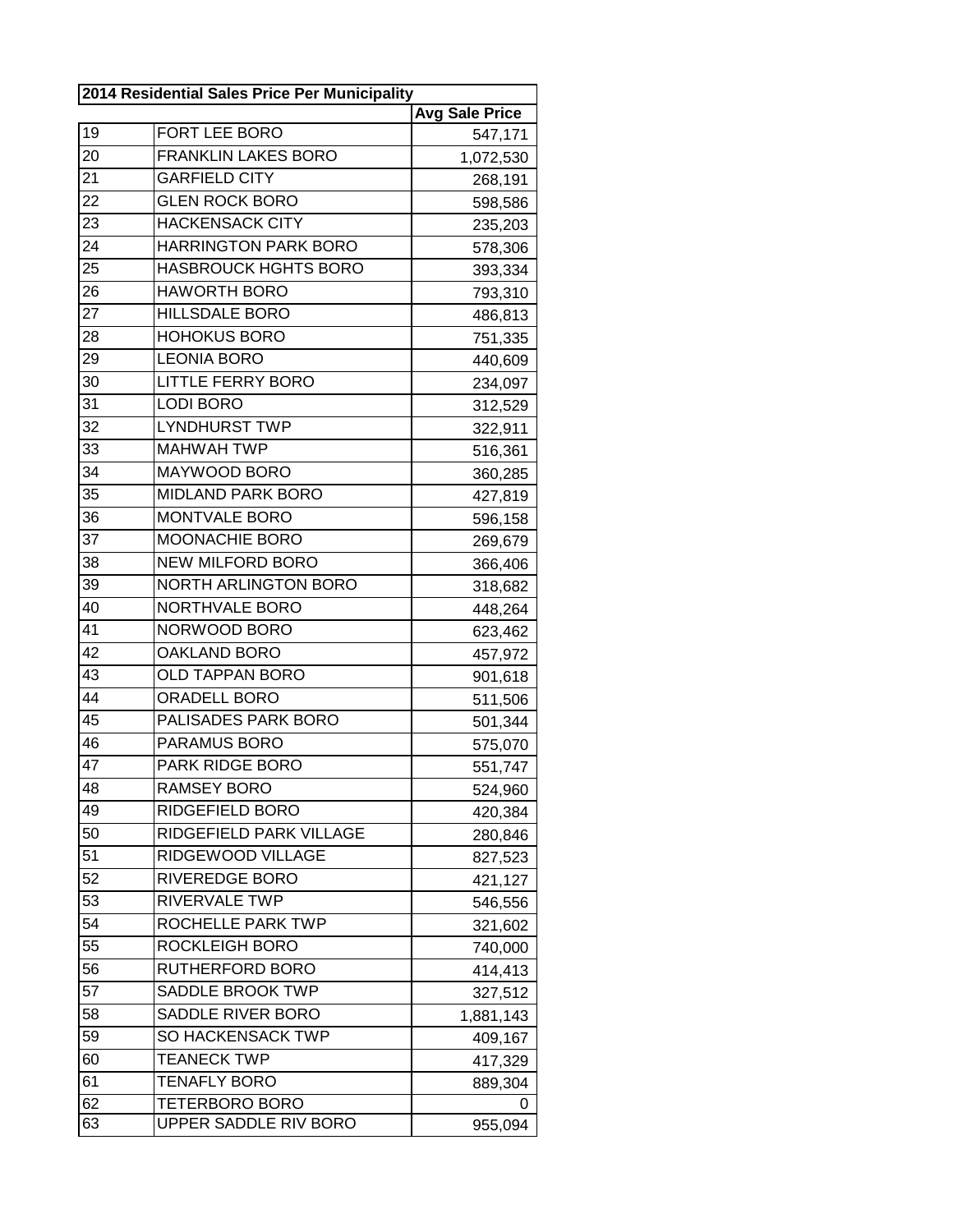| 2014 Residential Sales Price Per Municipality | | |
|---|---|---|
| | | Avg Sale Price |
| 19 | FORT LEE BORO | 547,171 |
| 20 | FRANKLIN LAKES BORO | 1,072,530 |
| 21 | GARFIELD CITY | 268,191 |
| 22 | GLEN ROCK BORO | 598,586 |
| 23 | HACKENSACK CITY | 235,203 |
| 24 | HARRINGTON PARK BORO | 578,306 |
| 25 | HASBROUCK HGHTS BORO | 393,334 |
| 26 | HAWORTH BORO | 793,310 |
| 27 | HILLSDALE BORO | 486,813 |
| 28 | HOHOKUS BORO | 751,335 |
| 29 | LEONIA BORO | 440,609 |
| 30 | LITTLE FERRY BORO | 234,097 |
| 31 | LODI BORO | 312,529 |
| 32 | LYNDHURST TWP | 322,911 |
| 33 | MAHWAH TWP | 516,361 |
| 34 | MAYWOOD BORO | 360,285 |
| 35 | MIDLAND PARK BORO | 427,819 |
| 36 | MONTVALE BORO | 596,158 |
| 37 | MOONACHIE BORO | 269,679 |
| 38 | NEW MILFORD BORO | 366,406 |
| 39 | NORTH ARLINGTON BORO | 318,682 |
| 40 | NORTHVALE BORO | 448,264 |
| 41 | NORWOOD BORO | 623,462 |
| 42 | OAKLAND BORO | 457,972 |
| 43 | OLD TAPPAN BORO | 901,618 |
| 44 | ORADELL BORO | 511,506 |
| 45 | PALISADES PARK BORO | 501,344 |
| 46 | PARAMUS BORO | 575,070 |
| 47 | PARK RIDGE BORO | 551,747 |
| 48 | RAMSEY BORO | 524,960 |
| 49 | RIDGEFIELD BORO | 420,384 |
| 50 | RIDGEFIELD PARK VILLAGE | 280,846 |
| 51 | RIDGEWOOD VILLAGE | 827,523 |
| 52 | RIVEREDGE BORO | 421,127 |
| 53 | RIVERVALE TWP | 546,556 |
| 54 | ROCHELLE PARK TWP | 321,602 |
| 55 | ROCKLEIGH BORO | 740,000 |
| 56 | RUTHERFORD BORO | 414,413 |
| 57 | SADDLE BROOK TWP | 327,512 |
| 58 | SADDLE RIVER BORO | 1,881,143 |
| 59 | SO HACKENSACK TWP | 409,167 |
| 60 | TEANECK TWP | 417,329 |
| 61 | TENAFLY BORO | 889,304 |
| 62 | TETERBORO BORO | 0 |
| 63 | UPPER SADDLE RIV BORO | 955,094 |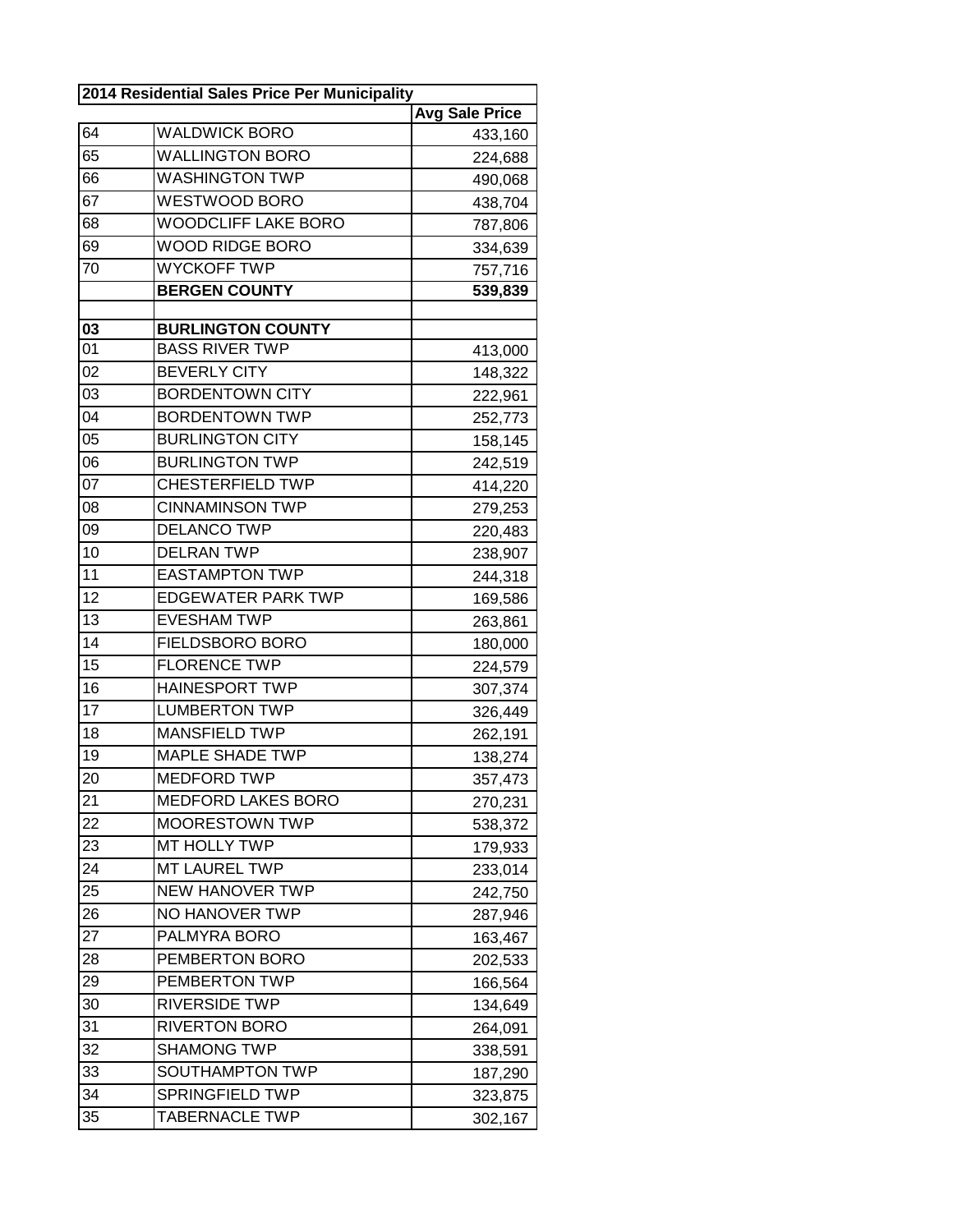| 2014 Residential Sales Price Per Municipality | | |
|---|---|---|
| | | **Avg Sale Price** |
| 64 | WALDWICK BORO | 433,160 |
| 65 | WALLINGTON BORO | 224,688 |
| 66 | WASHINGTON TWP | 490,068 |
| 67 | WESTWOOD BORO | 438,704 |
| 68 | WOODCLIFF LAKE BORO | 787,806 |
| 69 | WOOD RIDGE BORO | 334,639 |
| 70 | WYCKOFF TWP | 757,716 |
| | **BERGEN COUNTY** | **539,839** |
| | | |
| **03** | **BURLINGTON COUNTY** | |
| 01 | BASS RIVER TWP | 413,000 |
| 02 | BEVERLY CITY | 148,322 |
| 03 | BORDENTOWN CITY | 222,961 |
| 04 | BORDENTOWN TWP | 252,773 |
| 05 | BURLINGTON CITY | 158,145 |
| 06 | BURLINGTON TWP | 242,519 |
| 07 | CHESTERFIELD TWP | 414,220 |
| 08 | CINNAMINSON TWP | 279,253 |
| 09 | DELANCO TWP | 220,483 |
| 10 | DELRAN TWP | 238,907 |
| 11 | EASTAMPTON TWP | 244,318 |
| 12 | EDGEWATER PARK TWP | 169,586 |
| 13 | EVESHAM TWP | 263,861 |
| 14 | FIELDSBORO BORO | 180,000 |
| 15 | FLORENCE TWP | 224,579 |
| 16 | HAINESPORT TWP | 307,374 |
| 17 | LUMBERTON TWP | 326,449 |
| 18 | MANSFIELD TWP | 262,191 |
| 19 | MAPLE SHADE TWP | 138,274 |
| 20 | MEDFORD TWP | 357,473 |
| 21 | MEDFORD LAKES BORO | 270,231 |
| 22 | MOORESTOWN TWP | 538,372 |
| 23 | MT HOLLY TWP | 179,933 |
| 24 | MT LAUREL TWP | 233,014 |
| 25 | NEW HANOVER TWP | 242,750 |
| 26 | NO HANOVER TWP | 287,946 |
| 27 | PALMYRA BORO | 163,467 |
| 28 | PEMBERTON BORO | 202,533 |
| 29 | PEMBERTON TWP | 166,564 |
| 30 | RIVERSIDE TWP | 134,649 |
| 31 | RIVERTON BORO | 264,091 |
| 32 | SHAMONG TWP | 338,591 |
| 33 | SOUTHAMPTON TWP | 187,290 |
| 34 | SPRINGFIELD TWP | 323,875 |
| 35 | TABERNACLE TWP | 302,167 |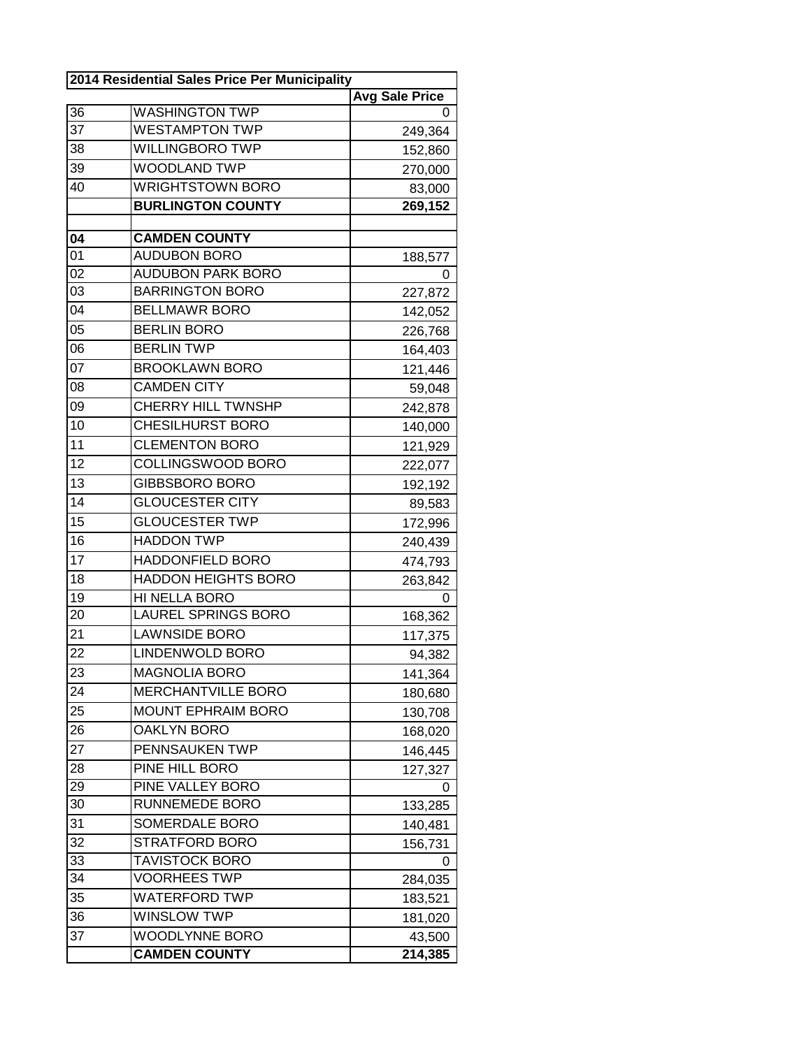| 2014 Residential Sales Price Per Municipality | | |
|---|---|---|
| | | **Avg Sale Price** |
| 36 | WASHINGTON TWP | 0 |
| 37 | WESTAMPTON TWP | 249,364 |
| 38 | WILLINGBORO TWP | 152,860 |
| 39 | WOODLAND TWP | 270,000 |
| 40 | WRIGHTSTOWN BORO | 83,000 |
| | **BURLINGTON COUNTY** | **269,152** |
| | | |
| **04** | **CAMDEN COUNTY** | |
| 01 | AUDUBON BORO | 188,577 |
| 02 | AUDUBON PARK BORO | 0 |
| 03 | BARRINGTON BORO | 227,872 |
| 04 | BELLMAWR BORO | 142,052 |
| 05 | BERLIN BORO | 226,768 |
| 06 | BERLIN TWP | 164,403 |
| 07 | BROOKLAWN BORO | 121,446 |
| 08 | CAMDEN CITY | 59,048 |
| 09 | CHERRY HILL TWNSHP | 242,878 |
| 10 | CHESILHURST BORO | 140,000 |
| 11 | CLEMENTON BORO | 121,929 |
| 12 | COLLINGSWOOD BORO | 222,077 |
| 13 | GIBBSBORO BORO | 192,192 |
| 14 | GLOUCESTER CITY | 89,583 |
| 15 | GLOUCESTER TWP | 172,996 |
| 16 | HADDON TWP | 240,439 |
| 17 | HADDONFIELD BORO | 474,793 |
| 18 | HADDON HEIGHTS BORO | 263,842 |
| 19 | HI NELLA BORO | 0 |
| 20 | LAUREL SPRINGS BORO | 168,362 |
| 21 | LAWNSIDE BORO | 117,375 |
| 22 | LINDENWOLD BORO | 94,382 |
| 23 | MAGNOLIA BORO | 141,364 |
| 24 | MERCHANTVILLE BORO | 180,680 |
| 25 | MOUNT EPHRAIM BORO | 130,708 |
| 26 | OAKLYN BORO | 168,020 |
| 27 | PENNSAUKEN TWP | 146,445 |
| 28 | PINE HILL BORO | 127,327 |
| 29 | PINE VALLEY BORO | 0 |
| 30 | RUNNEMEDE BORO | 133,285 |
| 31 | SOMERDALE BORO | 140,481 |
| 32 | STRATFORD BORO | 156,731 |
| 33 | TAVISTOCK BORO | 0 |
| 34 | VOORHEES TWP | 284,035 |
| 35 | WATERFORD TWP | 183,521 |
| 36 | WINSLOW TWP | 181,020 |
| 37 | WOODLYNNE BORO | 43,500 |
| | **CAMDEN COUNTY** | **214,385** |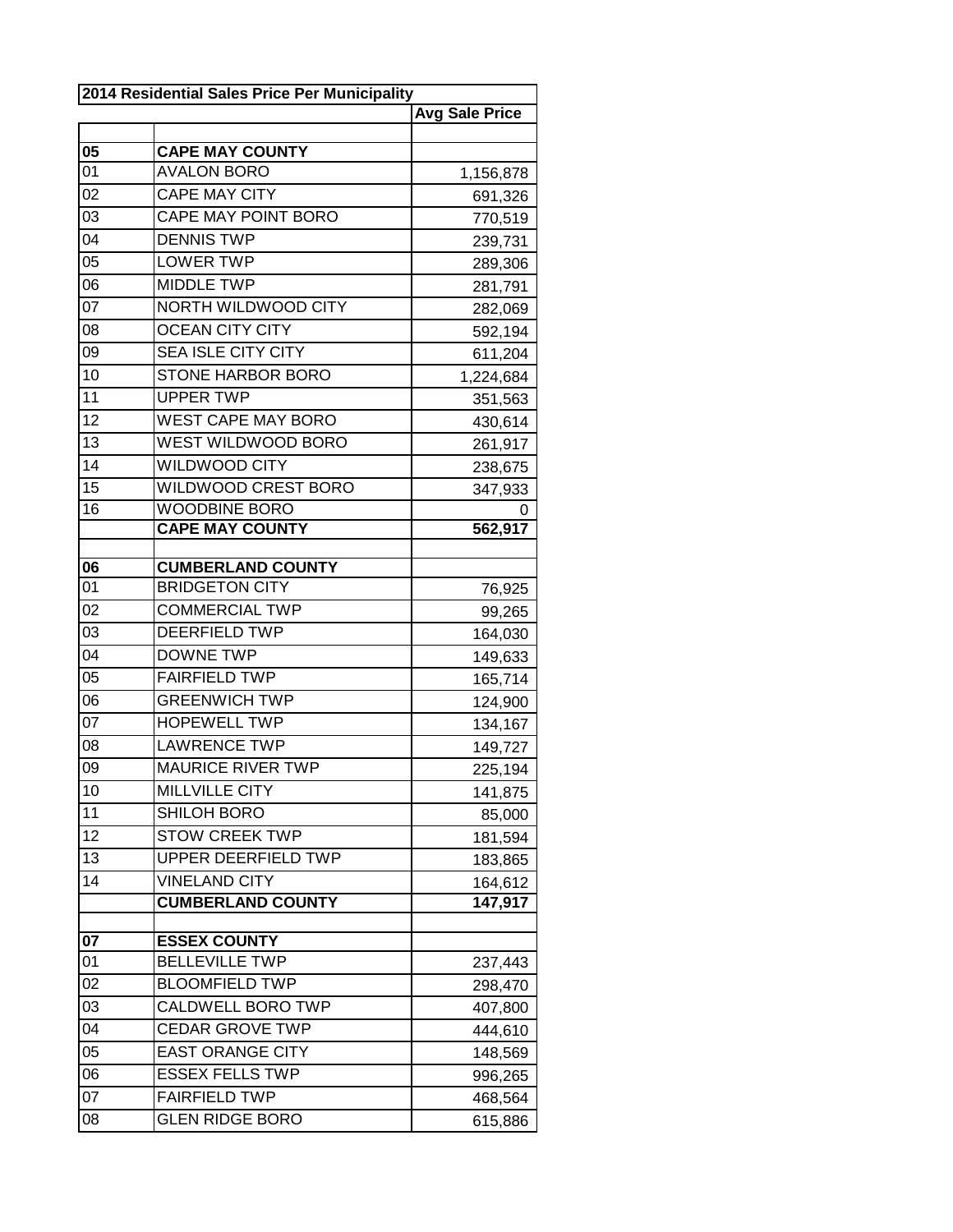| 2014 Residential Sales Price Per Municipality | | |
|---|---|---|
| | | **Avg Sale Price** |
| | | |
| **05** | **CAPE MAY COUNTY** | |
| 01 | AVALON BORO | 1,156,878 |
| 02 | CAPE MAY CITY | 691,326 |
| 03 | CAPE MAY POINT BORO | 770,519 |
| 04 | DENNIS TWP | 239,731 |
| 05 | LOWER TWP | 289,306 |
| 06 | MIDDLE TWP | 281,791 |
| 07 | NORTH WILDWOOD CITY | 282,069 |
| 08 | OCEAN CITY CITY | 592,194 |
| 09 | SEA ISLE CITY CITY | 611,204 |
| 10 | STONE HARBOR BORO | 1,224,684 |
| 11 | UPPER TWP | 351,563 |
| 12 | WEST CAPE MAY BORO | 430,614 |
| 13 | WEST WILDWOOD BORO | 261,917 |
| 14 | WILDWOOD CITY | 238,675 |
| 15 | WILDWOOD CREST BORO | 347,933 |
| 16 | WOODBINE BORO | 0 |
| | **CAPE MAY COUNTY** | **562,917** |
| | | |
| **06** | **CUMBERLAND COUNTY** | |
| 01 | BRIDGETON CITY | 76,925 |
| 02 | COMMERCIAL TWP | 99,265 |
| 03 | DEERFIELD TWP | 164,030 |
| 04 | DOWNE TWP | 149,633 |
| 05 | FAIRFIELD TWP | 165,714 |
| 06 | GREENWICH TWP | 124,900 |
| 07 | HOPEWELL TWP | 134,167 |
| 08 | LAWRENCE TWP | 149,727 |
| 09 | MAURICE RIVER TWP | 225,194 |
| 10 | MILLVILLE CITY | 141,875 |
| 11 | SHILOH BORO | 85,000 |
| 12 | STOW CREEK TWP | 181,594 |
| 13 | UPPER DEERFIELD TWP | 183,865 |
| 14 | VINELAND CITY | 164,612 |
| | **CUMBERLAND COUNTY** | **147,917** |
| | | |
| **07** | **ESSEX COUNTY** | |
| 01 | BELLEVILLE TWP | 237,443 |
| 02 | BLOOMFIELD TWP | 298,470 |
| 03 | CALDWELL BORO TWP | 407,800 |
| 04 | CEDAR GROVE TWP | 444,610 |
| 05 | EAST ORANGE CITY | 148,569 |
| 06 | ESSEX FELLS TWP | 996,265 |
| 07 | FAIRFIELD TWP | 468,564 |
| 08 | GLEN RIDGE BORO | 615,886 |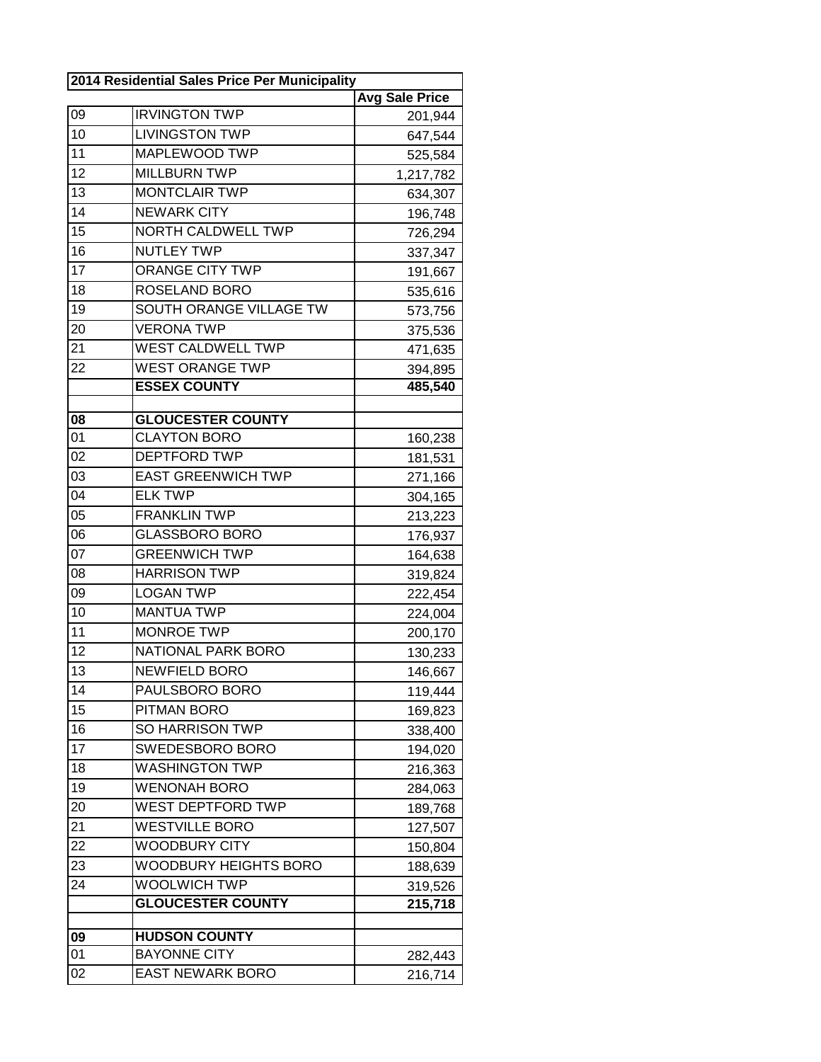| 2014 Residential Sales Price Per Municipality | | |
|---|---|---|
| | | **Avg Sale Price** |
| 09 | IRVINGTON TWP | 201,944 |
| 10 | LIVINGSTON TWP | 647,544 |
| 11 | MAPLEWOOD TWP | 525,584 |
| 12 | MILLBURN TWP | 1,217,782 |
| 13 | MONTCLAIR TWP | 634,307 |
| 14 | NEWARK CITY | 196,748 |
| 15 | NORTH CALDWELL TWP | 726,294 |
| 16 | NUTLEY TWP | 337,347 |
| 17 | ORANGE CITY TWP | 191,667 |
| 18 | ROSELAND BORO | 535,616 |
| 19 | SOUTH ORANGE VILLAGE TW | 573,756 |
| 20 | VERONA TWP | 375,536 |
| 21 | WEST CALDWELL TWP | 471,635 |
| 22 | WEST ORANGE TWP | 394,895 |
| | **ESSEX COUNTY** | **485,540** |
| | | |
| **08** | **GLOUCESTER COUNTY** | |
| 01 | CLAYTON BORO | 160,238 |
| 02 | DEPTFORD TWP | 181,531 |
| 03 | EAST GREENWICH TWP | 271,166 |
| 04 | ELK TWP | 304,165 |
| 05 | FRANKLIN TWP | 213,223 |
| 06 | GLASSBORO BORO | 176,937 |
| 07 | GREENWICH TWP | 164,638 |
| 08 | HARRISON TWP | 319,824 |
| 09 | LOGAN TWP | 222,454 |
| 10 | MANTUA TWP | 224,004 |
| 11 | MONROE TWP | 200,170 |
| 12 | NATIONAL PARK BORO | 130,233 |
| 13 | NEWFIELD BORO | 146,667 |
| 14 | PAULSBORO BORO | 119,444 |
| 15 | PITMAN BORO | 169,823 |
| 16 | SO HARRISON TWP | 338,400 |
| 17 | SWEDESBORO BORO | 194,020 |
| 18 | WASHINGTON TWP | 216,363 |
| 19 | WENONAH BORO | 284,063 |
| 20 | WEST DEPTFORD TWP | 189,768 |
| 21 | WESTVILLE BORO | 127,507 |
| 22 | WOODBURY CITY | 150,804 |
| 23 | WOODBURY HEIGHTS BORO | 188,639 |
| 24 | WOOLWICH TWP | 319,526 |
| | **GLOUCESTER COUNTY** | **215,718** |
| | | |
| **09** | **HUDSON COUNTY** | |
| 01 | BAYONNE CITY | 282,443 |
| 02 | EAST NEWARK BORO | 216,714 |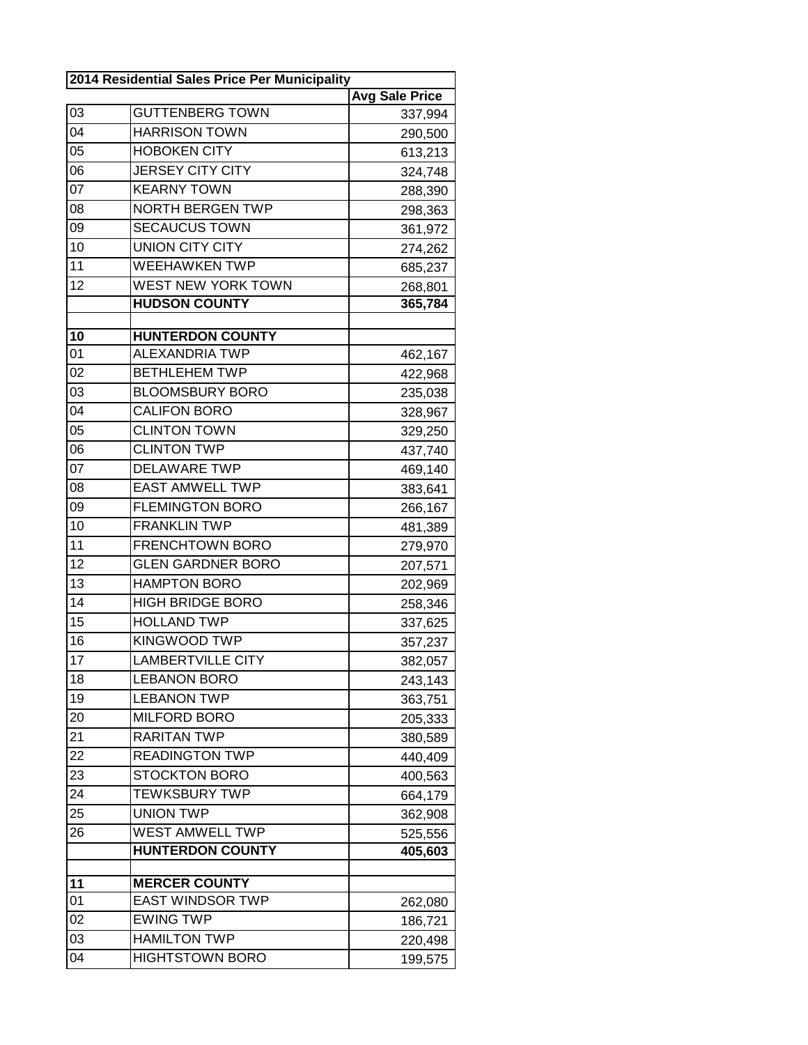| 2014 Residential Sales Price Per Municipality | | |
|---|---|---|
| | | **Avg Sale Price** |
| 03 | GUTTENBERG TOWN | 337,994 |
| 04 | HARRISON TOWN | 290,500 |
| 05 | HOBOKEN CITY | 613,213 |
| 06 | JERSEY CITY CITY | 324,748 |
| 07 | KEARNY TOWN | 288,390 |
| 08 | NORTH BERGEN TWP | 298,363 |
| 09 | SECAUCUS TOWN | 361,972 |
| 10 | UNION CITY CITY | 274,262 |
| 11 | WEEHAWKEN TWP | 685,237 |
| 12 | WEST NEW YORK TOWN | 268,801 |
| | **HUDSON COUNTY** | **365,784** |
| | | |
| **10** | **HUNTERDON COUNTY** | |
| 01 | ALEXANDRIA TWP | 462,167 |
| 02 | BETHLEHEM TWP | 422,968 |
| 03 | BLOOMSBURY BORO | 235,038 |
| 04 | CALIFON BORO | 328,967 |
| 05 | CLINTON TOWN | 329,250 |
| 06 | CLINTON TWP | 437,740 |
| 07 | DELAWARE TWP | 469,140 |
| 08 | EAST AMWELL TWP | 383,641 |
| 09 | FLEMINGTON BORO | 266,167 |
| 10 | FRANKLIN TWP | 481,389 |
| 11 | FRENCHTOWN BORO | 279,970 |
| 12 | GLEN GARDNER BORO | 207,571 |
| 13 | HAMPTON BORO | 202,969 |
| 14 | HIGH BRIDGE BORO | 258,346 |
| 15 | HOLLAND TWP | 337,625 |
| 16 | KINGWOOD TWP | 357,237 |
| 17 | LAMBERTVILLE CITY | 382,057 |
| 18 | LEBANON BORO | 243,143 |
| 19 | LEBANON TWP | 363,751 |
| 20 | MILFORD BORO | 205,333 |
| 21 | RARITAN TWP | 380,589 |
| 22 | READINGTON TWP | 440,409 |
| 23 | STOCKTON BORO | 400,563 |
| 24 | TEWKSBURY TWP | 664,179 |
| 25 | UNION TWP | 362,908 |
| 26 | WEST AMWELL TWP | 525,556 |
| | **HUNTERDON COUNTY** | **405,603** |
| | | |
| **11** | **MERCER COUNTY** | |
| 01 | EAST WINDSOR TWP | 262,080 |
| 02 | EWING TWP | 186,721 |
| 03 | HAMILTON TWP | 220,498 |
| 04 | HIGHTSTOWN BORO | 199,575 |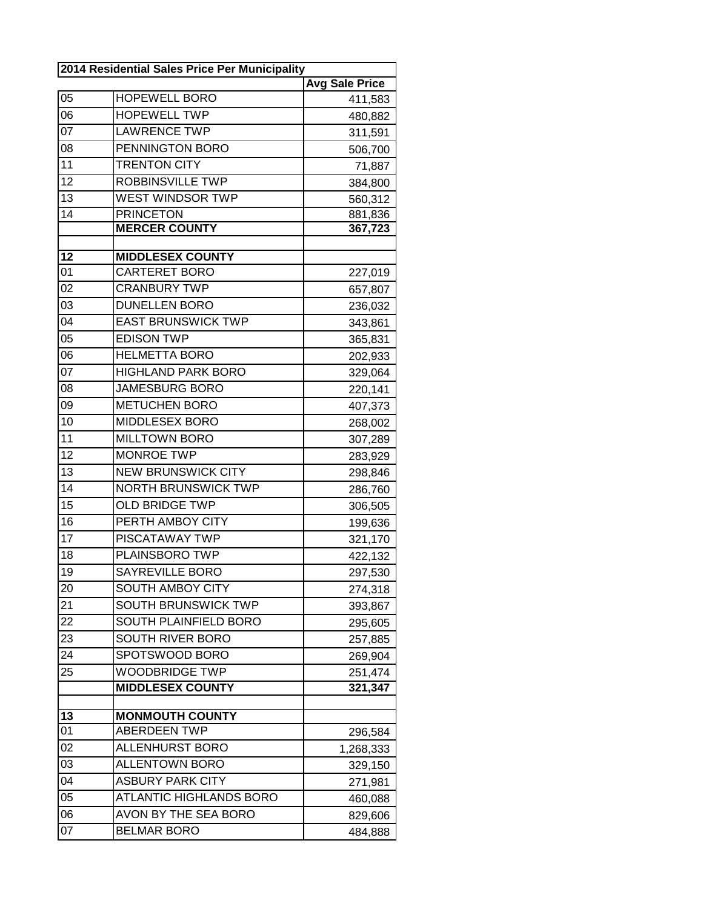| 2014 Residential Sales Price Per Municipality | | |
|---|---|---|
| | | **Avg Sale Price** |
| 05 | HOPEWELL BORO | 411,583 |
| 06 | HOPEWELL TWP | 480,882 |
| 07 | LAWRENCE TWP | 311,591 |
| 08 | PENNINGTON BORO | 506,700 |
| 11 | TRENTON CITY | 71,887 |
| 12 | ROBBINSVILLE TWP | 384,800 |
| 13 | WEST WINDSOR TWP | 560,312 |
| 14 | PRINCETON | 881,836 |
| | **MERCER COUNTY** | **367,723** |
| | | |
| **12** | **MIDDLESEX COUNTY** | |
| 01 | CARTERET BORO | 227,019 |
| 02 | CRANBURY TWP | 657,807 |
| 03 | DUNELLEN BORO | 236,032 |
| 04 | EAST BRUNSWICK TWP | 343,861 |
| 05 | EDISON TWP | 365,831 |
| 06 | HELMETTA BORO | 202,933 |
| 07 | HIGHLAND PARK BORO | 329,064 |
| 08 | JAMESBURG BORO | 220,141 |
| 09 | METUCHEN BORO | 407,373 |
| 10 | MIDDLESEX BORO | 268,002 |
| 11 | MILLTOWN BORO | 307,289 |
| 12 | MONROE TWP | 283,929 |
| 13 | NEW BRUNSWICK CITY | 298,846 |
| 14 | NORTH BRUNSWICK TWP | 286,760 |
| 15 | OLD BRIDGE TWP | 306,505 |
| 16 | PERTH AMBOY CITY | 199,636 |
| 17 | PISCATAWAY TWP | 321,170 |
| 18 | PLAINSBORO TWP | 422,132 |
| 19 | SAYREVILLE BORO | 297,530 |
| 20 | SOUTH AMBOY CITY | 274,318 |
| 21 | SOUTH BRUNSWICK TWP | 393,867 |
| 22 | SOUTH PLAINFIELD BORO | 295,605 |
| 23 | SOUTH RIVER BORO | 257,885 |
| 24 | SPOTSWOOD BORO | 269,904 |
| 25 | WOODBRIDGE TWP | 251,474 |
| | **MIDDLESEX COUNTY** | **321,347** |
| | | |
| **13** | **MONMOUTH COUNTY** | |
| 01 | ABERDEEN TWP | 296,584 |
| 02 | ALLENHURST BORO | 1,268,333 |
| 03 | ALLENTOWN BORO | 329,150 |
| 04 | ASBURY PARK CITY | 271,981 |
| 05 | ATLANTIC HIGHLANDS BORO | 460,088 |
| 06 | AVON BY THE SEA BORO | 829,606 |
| 07 | BELMAR BORO | 484,888 |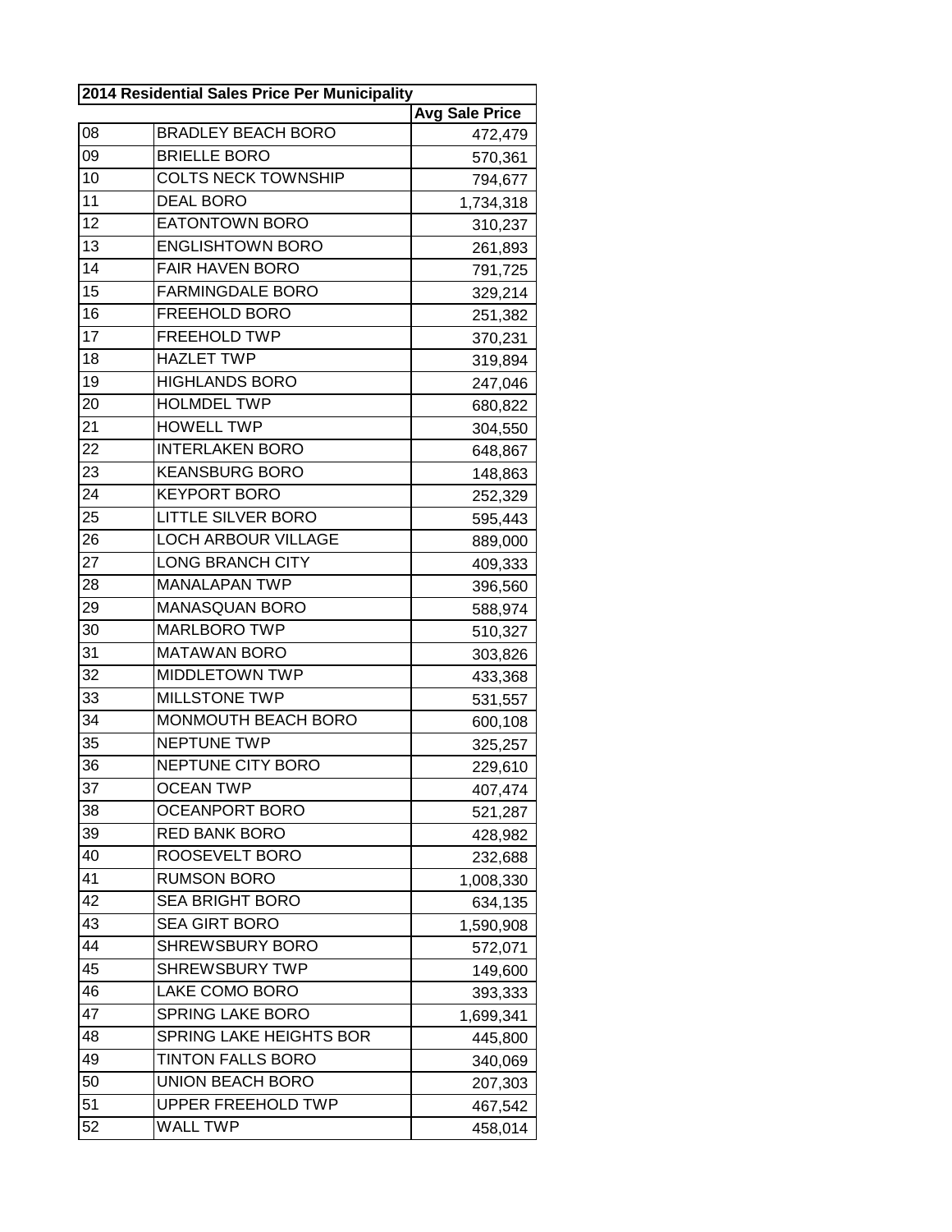| 2014 Residential Sales Price Per Municipality | | |
|---|---|---|
| | | Avg Sale Price |
| 08 | BRADLEY BEACH BORO | 472,479 |
| 09 | BRIELLE BORO | 570,361 |
| 10 | COLTS NECK TOWNSHIP | 794,677 |
| 11 | DEAL BORO | 1,734,318 |
| 12 | EATONTOWN BORO | 310,237 |
| 13 | ENGLISHTOWN BORO | 261,893 |
| 14 | FAIR HAVEN BORO | 791,725 |
| 15 | FARMINGDALE BORO | 329,214 |
| 16 | FREEHOLD BORO | 251,382 |
| 17 | FREEHOLD TWP | 370,231 |
| 18 | HAZLET TWP | 319,894 |
| 19 | HIGHLANDS BORO | 247,046 |
| 20 | HOLMDEL TWP | 680,822 |
| 21 | HOWELL TWP | 304,550 |
| 22 | INTERLAKEN BORO | 648,867 |
| 23 | KEANSBURG BORO | 148,863 |
| 24 | KEYPORT BORO | 252,329 |
| 25 | LITTLE SILVER BORO | 595,443 |
| 26 | LOCH ARBOUR VILLAGE | 889,000 |
| 27 | LONG BRANCH CITY | 409,333 |
| 28 | MANALAPAN TWP | 396,560 |
| 29 | MANASQUAN BORO | 588,974 |
| 30 | MARLBORO TWP | 510,327 |
| 31 | MATAWAN BORO | 303,826 |
| 32 | MIDDLETOWN TWP | 433,368 |
| 33 | MILLSTONE TWP | 531,557 |
| 34 | MONMOUTH BEACH BORO | 600,108 |
| 35 | NEPTUNE TWP | 325,257 |
| 36 | NEPTUNE CITY BORO | 229,610 |
| 37 | OCEAN TWP | 407,474 |
| 38 | OCEANPORT BORO | 521,287 |
| 39 | RED BANK BORO | 428,982 |
| 40 | ROOSEVELT BORO | 232,688 |
| 41 | RUMSON BORO | 1,008,330 |
| 42 | SEA BRIGHT BORO | 634,135 |
| 43 | SEA GIRT BORO | 1,590,908 |
| 44 | SHREWSBURY BORO | 572,071 |
| 45 | SHREWSBURY TWP | 149,600 |
| 46 | LAKE COMO BORO | 393,333 |
| 47 | SPRING LAKE BORO | 1,699,341 |
| 48 | SPRING LAKE HEIGHTS BOR | 445,800 |
| 49 | TINTON FALLS BORO | 340,069 |
| 50 | UNION BEACH BORO | 207,303 |
| 51 | UPPER FREEHOLD TWP | 467,542 |
| 52 | WALL TWP | 458,014 |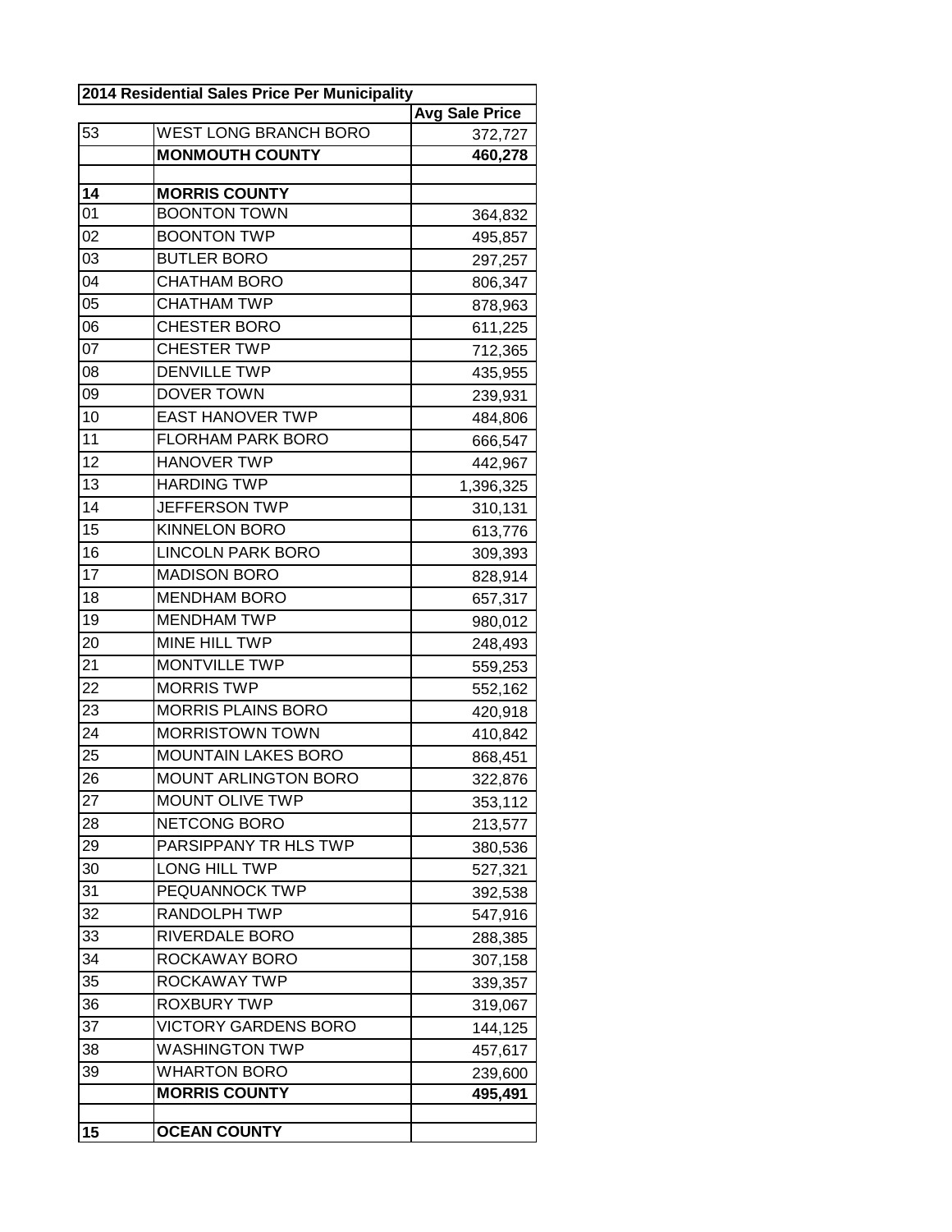| 2014 Residential Sales Price Per Municipality | | |
|---|---|---|
| | | **Avg Sale Price** |
| 53 | WEST LONG BRANCH BORO | 372,727 |
| | **MONMOUTH COUNTY** | **460,278** |
| | | |
| **14** | **MORRIS COUNTY** | |
| 01 | BOONTON TOWN | 364,832 |
| 02 | BOONTON TWP | 495,857 |
| 03 | BUTLER BORO | 297,257 |
| 04 | CHATHAM BORO | 806,347 |
| 05 | CHATHAM TWP | 878,963 |
| 06 | CHESTER BORO | 611,225 |
| 07 | CHESTER TWP | 712,365 |
| 08 | DENVILLE TWP | 435,955 |
| 09 | DOVER TOWN | 239,931 |
| 10 | EAST HANOVER TWP | 484,806 |
| 11 | FLORHAM PARK BORO | 666,547 |
| 12 | HANOVER TWP | 442,967 |
| 13 | HARDING TWP | 1,396,325 |
| 14 | JEFFERSON TWP | 310,131 |
| 15 | KINNELON BORO | 613,776 |
| 16 | LINCOLN PARK BORO | 309,393 |
| 17 | MADISON BORO | 828,914 |
| 18 | MENDHAM BORO | 657,317 |
| 19 | MENDHAM TWP | 980,012 |
| 20 | MINE HILL TWP | 248,493 |
| 21 | MONTVILLE TWP | 559,253 |
| 22 | MORRIS TWP | 552,162 |
| 23 | MORRIS PLAINS BORO | 420,918 |
| 24 | MORRISTOWN TOWN | 410,842 |
| 25 | MOUNTAIN LAKES BORO | 868,451 |
| 26 | MOUNT ARLINGTON BORO | 322,876 |
| 27 | MOUNT OLIVE TWP | 353,112 |
| 28 | NETCONG BORO | 213,577 |
| 29 | PARSIPPANY TR HLS TWP | 380,536 |
| 30 | LONG HILL TWP | 527,321 |
| 31 | PEQUANNOCK TWP | 392,538 |
| 32 | RANDOLPH TWP | 547,916 |
| 33 | RIVERDALE BORO | 288,385 |
| 34 | ROCKAWAY BORO | 307,158 |
| 35 | ROCKAWAY TWP | 339,357 |
| 36 | ROXBURY TWP | 319,067 |
| 37 | VICTORY GARDENS BORO | 144,125 |
| 38 | WASHINGTON TWP | 457,617 |
| 39 | WHARTON BORO | 239,600 |
| | **MORRIS COUNTY** | **495,491** |
| | | |
| **15** | **OCEAN COUNTY** | |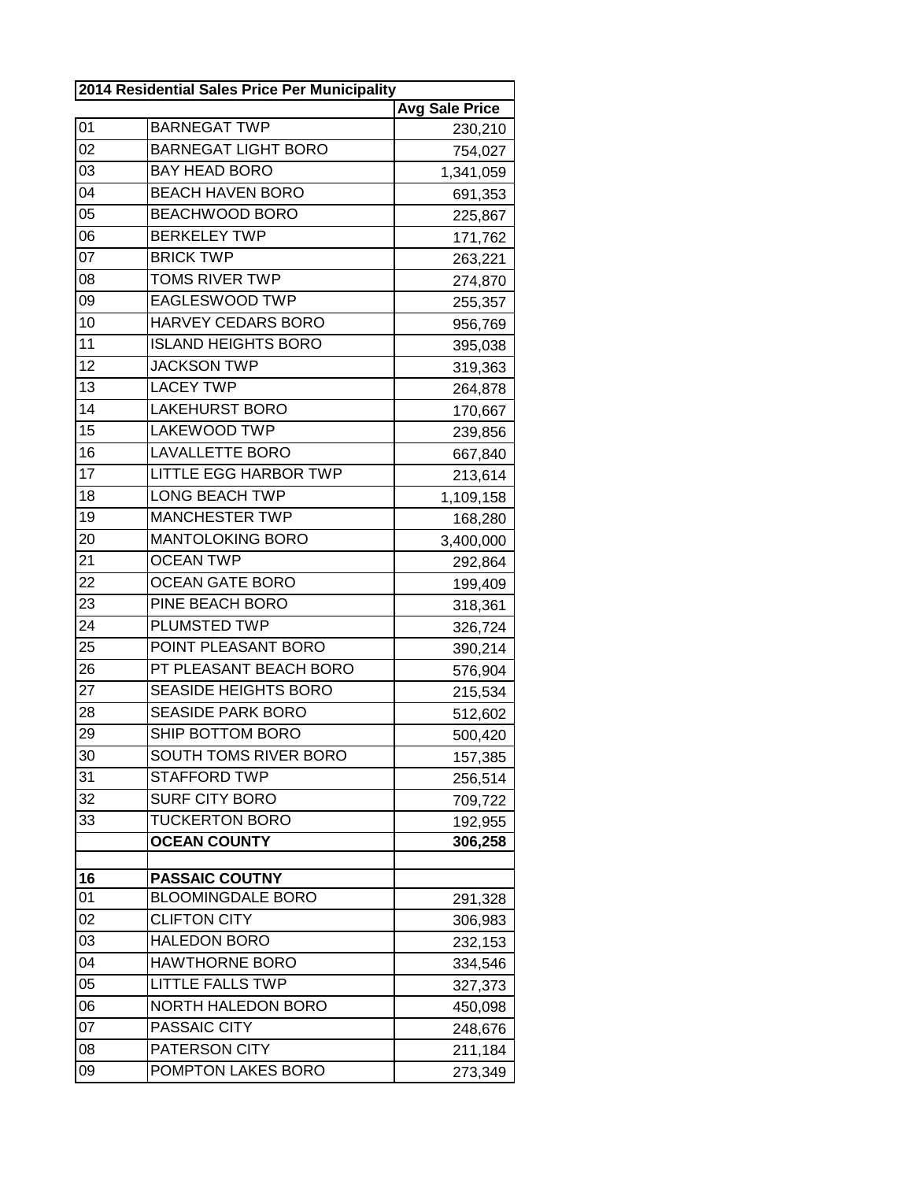| 2014 Residential Sales Price Per Municipality | | |
|---|---|---|
| | | **Avg Sale Price** |
| 01 | BARNEGAT TWP | 230,210 |
| 02 | BARNEGAT LIGHT BORO | 754,027 |
| 03 | BAY HEAD BORO | 1,341,059 |
| 04 | BEACH HAVEN BORO | 691,353 |
| 05 | BEACHWOOD BORO | 225,867 |
| 06 | BERKELEY TWP | 171,762 |
| 07 | BRICK TWP | 263,221 |
| 08 | TOMS RIVER TWP | 274,870 |
| 09 | EAGLESWOOD TWP | 255,357 |
| 10 | HARVEY CEDARS BORO | 956,769 |
| 11 | ISLAND HEIGHTS BORO | 395,038 |
| 12 | JACKSON TWP | 319,363 |
| 13 | LACEY TWP | 264,878 |
| 14 | LAKEHURST BORO | 170,667 |
| 15 | LAKEWOOD TWP | 239,856 |
| 16 | LAVALLETTE BORO | 667,840 |
| 17 | LITTLE EGG HARBOR TWP | 213,614 |
| 18 | LONG BEACH TWP | 1,109,158 |
| 19 | MANCHESTER TWP | 168,280 |
| 20 | MANTOLOKING BORO | 3,400,000 |
| 21 | OCEAN TWP | 292,864 |
| 22 | OCEAN GATE BORO | 199,409 |
| 23 | PINE BEACH BORO | 318,361 |
| 24 | PLUMSTED TWP | 326,724 |
| 25 | POINT PLEASANT BORO | 390,214 |
| 26 | PT PLEASANT BEACH BORO | 576,904 |
| 27 | SEASIDE HEIGHTS BORO | 215,534 |
| 28 | SEASIDE PARK BORO | 512,602 |
| 29 | SHIP BOTTOM BORO | 500,420 |
| 30 | SOUTH TOMS RIVER BORO | 157,385 |
| 31 | STAFFORD TWP | 256,514 |
| 32 | SURF CITY BORO | 709,722 |
| 33 | TUCKERTON BORO | 192,955 |
| | **OCEAN COUNTY** | **306,258** |
| | | |
| **16** | **PASSAIC COUTNY** | |
| 01 | BLOOMINGDALE BORO | 291,328 |
| 02 | CLIFTON CITY | 306,983 |
| 03 | HALEDON BORO | 232,153 |
| 04 | HAWTHORNE BORO | 334,546 |
| 05 | LITTLE FALLS TWP | 327,373 |
| 06 | NORTH HALEDON BORO | 450,098 |
| 07 | PASSAIC CITY | 248,676 |
| 08 | PATERSON CITY | 211,184 |
| 09 | POMPTON LAKES BORO | 273,349 |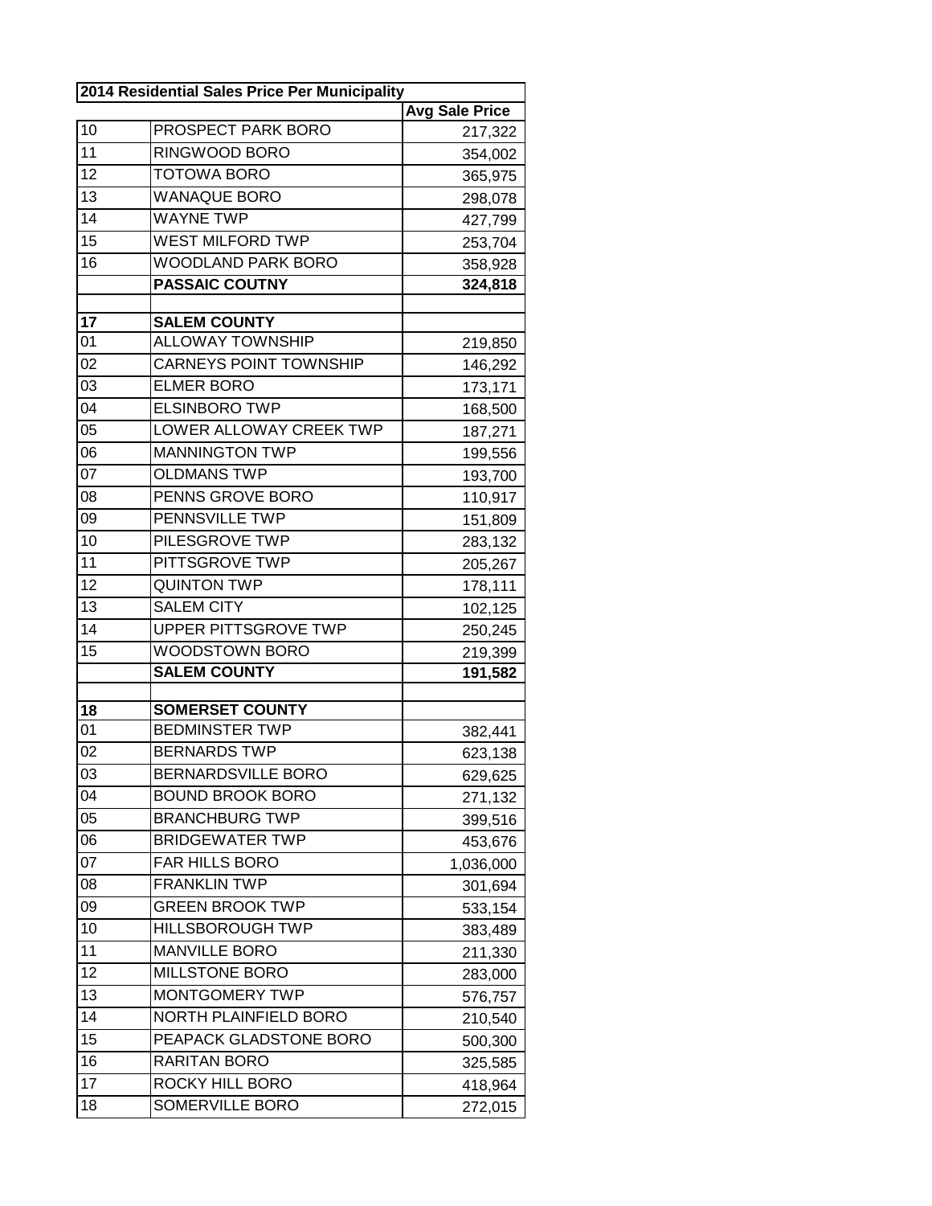| 2014 Residential Sales Price Per Municipality | | |
|---|---|---|
| | | **Avg Sale Price** |
| 10 | PROSPECT PARK BORO | 217,322 |
| 11 | RINGWOOD BORO | 354,002 |
| 12 | TOTOWA BORO | 365,975 |
| 13 | WANAQUE BORO | 298,078 |
| 14 | WAYNE TWP | 427,799 |
| 15 | WEST MILFORD TWP | 253,704 |
| 16 | WOODLAND PARK BORO | 358,928 |
| | **PASSAIC COUTNY** | **324,818** |
| | | |
| **17** | **SALEM COUNTY** | |
| 01 | ALLOWAY TOWNSHIP | 219,850 |
| 02 | CARNEYS POINT TOWNSHIP | 146,292 |
| 03 | ELMER BORO | 173,171 |
| 04 | ELSINBORO TWP | 168,500 |
| 05 | LOWER ALLOWAY CREEK TWP | 187,271 |
| 06 | MANNINGTON TWP | 199,556 |
| 07 | OLDMANS TWP | 193,700 |
| 08 | PENNS GROVE BORO | 110,917 |
| 09 | PENNSVILLE TWP | 151,809 |
| 10 | PILESGROVE TWP | 283,132 |
| 11 | PITTSGROVE TWP | 205,267 |
| 12 | QUINTON TWP | 178,111 |
| 13 | SALEM CITY | 102,125 |
| 14 | UPPER PITTSGROVE TWP | 250,245 |
| 15 | WOODSTOWN BORO | 219,399 |
| | **SALEM COUNTY** | **191,582** |
| | | |
| **18** | **SOMERSET COUNTY** | |
| 01 | BEDMINSTER TWP | 382,441 |
| 02 | BERNARDS TWP | 623,138 |
| 03 | BERNARDSVILLE BORO | 629,625 |
| 04 | BOUND BROOK BORO | 271,132 |
| 05 | BRANCHBURG TWP | 399,516 |
| 06 | BRIDGEWATER TWP | 453,676 |
| 07 | FAR HILLS BORO | 1,036,000 |
| 08 | FRANKLIN TWP | 301,694 |
| 09 | GREEN BROOK TWP | 533,154 |
| 10 | HILLSBOROUGH TWP | 383,489 |
| 11 | MANVILLE BORO | 211,330 |
| 12 | MILLSTONE BORO | 283,000 |
| 13 | MONTGOMERY TWP | 576,757 |
| 14 | NORTH PLAINFIELD BORO | 210,540 |
| 15 | PEAPACK GLADSTONE BORO | 500,300 |
| 16 | RARITAN BORO | 325,585 |
| 17 | ROCKY HILL BORO | 418,964 |
| 18 | SOMERVILLE BORO | 272,015 |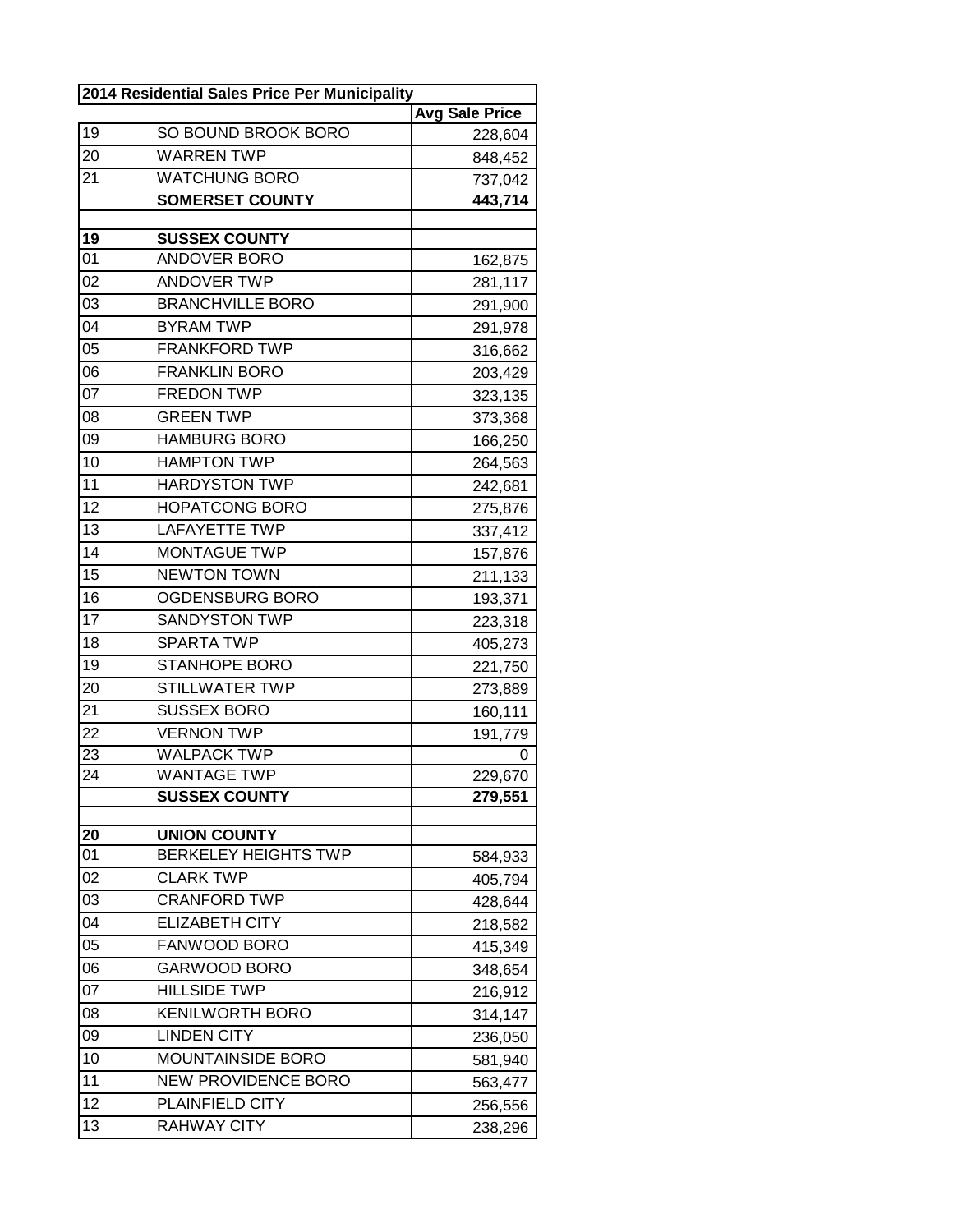| 2014 Residential Sales Price Per Municipality | | |
|---|---|---|
| | | **Avg Sale Price** |
| 19 | SO BOUND BROOK BORO | 228,604 |
| 20 | WARREN TWP | 848,452 |
| 21 | WATCHUNG BORO | 737,042 |
| | **SOMERSET COUNTY** | **443,714** |
| | | |
| **19** | **SUSSEX COUNTY** | |
| 01 | ANDOVER BORO | 162,875 |
| 02 | ANDOVER TWP | 281,117 |
| 03 | BRANCHVILLE BORO | 291,900 |
| 04 | BYRAM TWP | 291,978 |
| 05 | FRANKFORD TWP | 316,662 |
| 06 | FRANKLIN BORO | 203,429 |
| 07 | FREDON TWP | 323,135 |
| 08 | GREEN TWP | 373,368 |
| 09 | HAMBURG BORO | 166,250 |
| 10 | HAMPTON TWP | 264,563 |
| 11 | HARDYSTON TWP | 242,681 |
| 12 | HOPATCONG BORO | 275,876 |
| 13 | LAFAYETTE TWP | 337,412 |
| 14 | MONTAGUE TWP | 157,876 |
| 15 | NEWTON TOWN | 211,133 |
| 16 | OGDENSBURG BORO | 193,371 |
| 17 | SANDYSTON TWP | 223,318 |
| 18 | SPARTA TWP | 405,273 |
| 19 | STANHOPE BORO | 221,750 |
| 20 | STILLWATER TWP | 273,889 |
| 21 | SUSSEX BORO | 160,111 |
| 22 | VERNON TWP | 191,779 |
| 23 | WALPACK TWP | 0 |
| 24 | WANTAGE TWP | 229,670 |
| | **SUSSEX COUNTY** | **279,551** |
| | | |
| **20** | **UNION COUNTY** | |
| 01 | BERKELEY HEIGHTS TWP | 584,933 |
| 02 | CLARK TWP | 405,794 |
| 03 | CRANFORD TWP | 428,644 |
| 04 | ELIZABETH CITY | 218,582 |
| 05 | FANWOOD BORO | 415,349 |
| 06 | GARWOOD BORO | 348,654 |
| 07 | HILLSIDE TWP | 216,912 |
| 08 | KENILWORTH BORO | 314,147 |
| 09 | LINDEN CITY | 236,050 |
| 10 | MOUNTAINSIDE BORO | 581,940 |
| 11 | NEW PROVIDENCE BORO | 563,477 |
| 12 | PLAINFIELD CITY | 256,556 |
| 13 | RAHWAY CITY | 238,296 |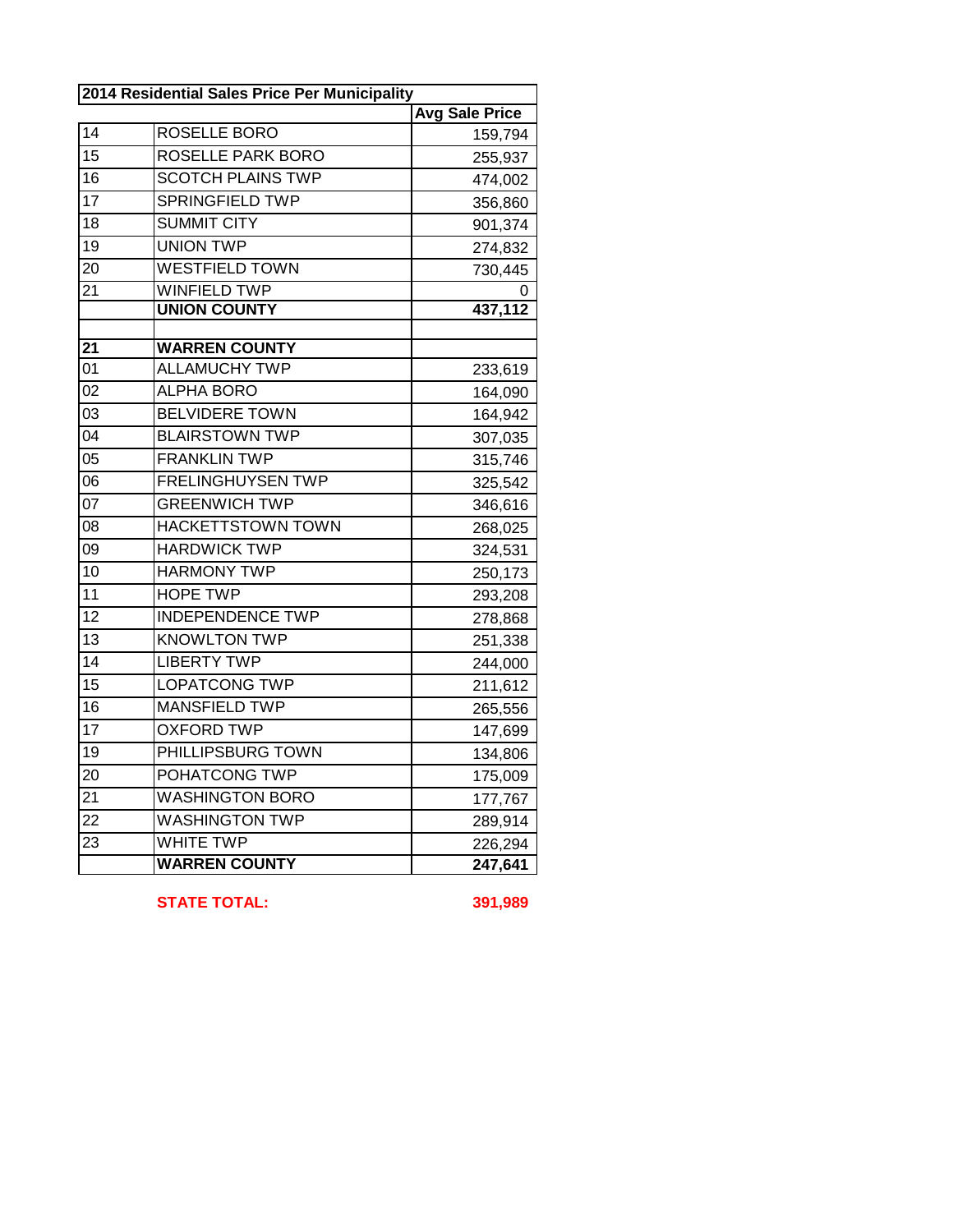| 2014 Residential Sales Price Per Municipality | | |
|---|---|---|
| | | **Avg Sale Price** |
| 14 | ROSELLE BORO | 159,794 |
| 15 | ROSELLE PARK BORO | 255,937 |
| 16 | SCOTCH PLAINS TWP | 474,002 |
| 17 | SPRINGFIELD TWP | 356,860 |
| 18 | SUMMIT CITY | 901,374 |
| 19 | UNION TWP | 274,832 |
| 20 | WESTFIELD TOWN | 730,445 |
| 21 | WINFIELD TWP | 0 |
| | **UNION COUNTY** | **437,112** |
| | | |
| **21** | **WARREN COUNTY** | |
| 01 | ALLAMUCHY TWP | 233,619 |
| 02 | ALPHA BORO | 164,090 |
| 03 | BELVIDERE TOWN | 164,942 |
| 04 | BLAIRSTOWN TWP | 307,035 |
| 05 | FRANKLIN TWP | 315,746 |
| 06 | FRELINGHUYSEN TWP | 325,542 |
| 07 | GREENWICH TWP | 346,616 |
| 08 | HACKETTSTOWN TOWN | 268,025 |
| 09 | HARDWICK TWP | 324,531 |
| 10 | HARMONY TWP | 250,173 |
| 11 | HOPE TWP | 293,208 |
| 12 | INDEPENDENCE TWP | 278,868 |
| 13 | KNOWLTON TWP | 251,338 |
| 14 | LIBERTY TWP | 244,000 |
| 15 | LOPATCONG TWP | 211,612 |
| 16 | MANSFIELD TWP | 265,556 |
| 17 | OXFORD TWP | 147,699 |
| 19 | PHILLIPSBURG TOWN | 134,806 |
| 20 | POHATCONG TWP | 175,009 |
| 21 | WASHINGTON BORO | 177,767 |
| 22 | WASHINGTON TWP | 289,914 |
| 23 | WHITE TWP | 226,294 |
| | **WARREN COUNTY** | **247,641** |

**STATE TOTAL:** **391,989**